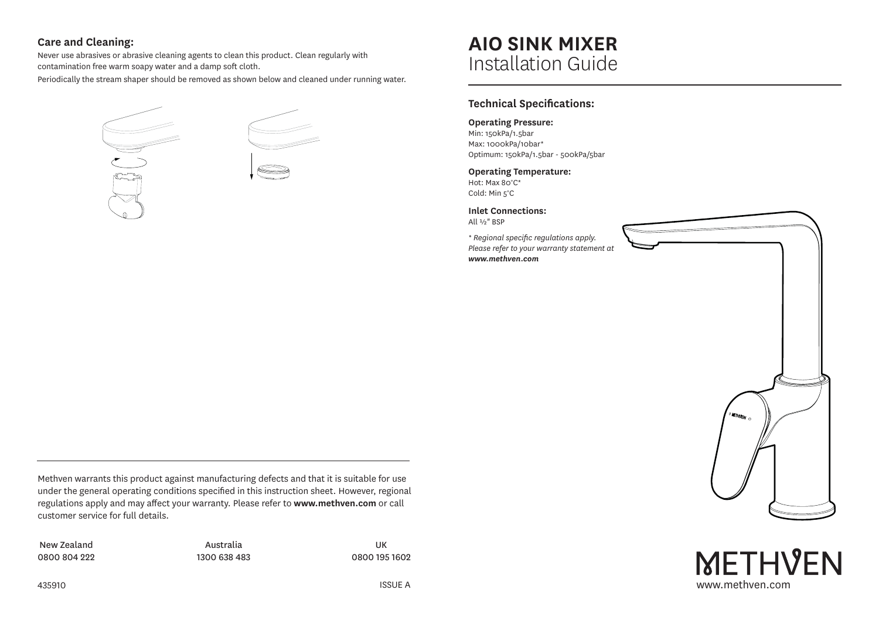# AIO SINK MIXER
## Installation Guide

### Technical Specifications:

**Operating Pressure:**
Min: 150kPa/1.5bar
Max: 1000kPa/10bar*
Optimum: 150kPa/1.5bar - 500kPa/5bar

**Operating Temperature:**
Hot: Max 80°C*
Cold: Min 5°C

**Inlet Connections:**
All ½" BSP

*\* Regional specific regulations apply. Please refer to your warranty statement at **www.methven.com***

### Care and Cleaning:

Never use abrasives or abrasive cleaning agents to clean this product. Clean regularly with contamination free warm soapy water and a damp soft cloth.

Periodically the stream shaper should be removed as shown below and cleaned under running water.

Methven warrants this product against manufacturing defects and that it is suitable for use under the general operating conditions specified in this instruction sheet. However, regional regulations apply and may affect your warranty. Please refer to **www.methven.com** or call customer service for full details.

| New Zealand | Australia | UK |
| --- | --- | --- |
| 0800 804 222 | 1300 638 483 | 0800 195 1602 |

435910

ISSUE A

METHVEN
www.methven.com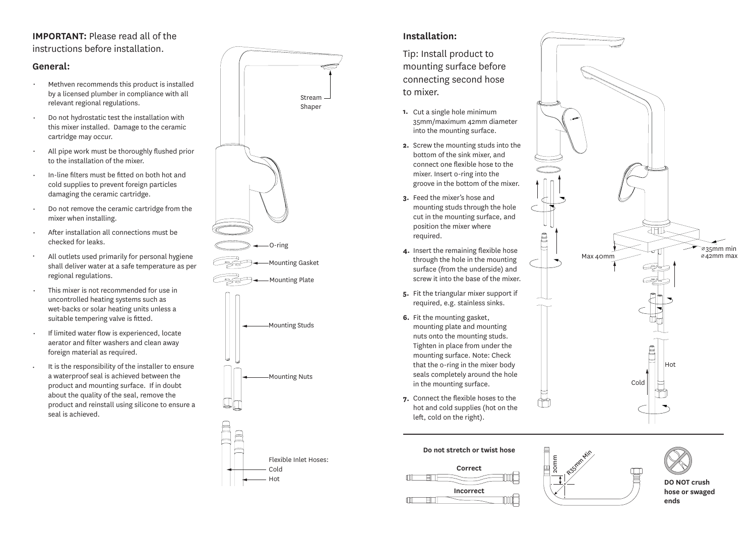**IMPORTANT:** Please read all of the instructions before installation.

## General:

- Methven recommends this product is installed by a licensed plumber in compliance with all relevant regional regulations.
- Do not hydrostatic test the installation with this mixer installed. Damage to the ceramic cartridge may occur.
- All pipe work must be thoroughly flushed prior to the installation of the mixer.
- In-line filters must be fitted on both hot and cold supplies to prevent foreign particles damaging the ceramic cartridge.
- Do not remove the ceramic cartridge from the mixer when installing.
- After installation all connections must be checked for leaks.
- All outlets used primarily for personal hygiene shall deliver water at a safe temperature as per regional regulations.
- This mixer is not recommended for use in uncontrolled heating systems such as wet-backs or solar heating units unless a suitable tempering valve is fitted.
- If limited water flow is experienced, locate aerator and filter washers and clean away foreign material as required.
- It is the responsibility of the installer to ensure a waterproof seal is achieved between the product and mounting surface. If in doubt about the quality of the seal, remove the product and reinstall using silicone to ensure a seal is achieved.

Stream Shaper

O-ring

Mounting Gasket

Mounting Plate

Mounting Studs

Mounting Nuts

Flexible Inlet Hoses:
Cold
Hot

## Installation:

Tip: Install product to mounting surface before connecting second hose to mixer.

1. Cut a single hole minimum 35mm/maximum 42mm diameter into the mounting surface.
2. Screw the mounting studs into the bottom of the sink mixer, and connect one flexible hose to the mixer. Insert o-ring into the groove in the bottom of the mixer.
3. Feed the mixer's hose and mounting studs through the hole cut in the mounting surface, and position the mixer where required.
4. Insert the remaining flexible hose through the hole in the mounting surface (from the underside) and screw it into the base of the mixer.
5. Fit the triangular mixer support if required, e.g. stainless sinks.
6. Fit the mounting gasket, mounting plate and mounting nuts onto the mounting studs. Tighten in place from under the mounting surface. Note: Check that the o-ring in the mixer body seals completely around the hole in the mounting surface.
7. Connect the flexible hoses to the hot and cold supplies (hot on the left, cold on the right).

Max 40mm

⌀35mm min
⌀42mm max

Hot

Cold

**Do not stretch or twist hose**

**Correct**

**Incorrect**

20mm

R35mm Min

**DO NOT crush hose or swaged ends**